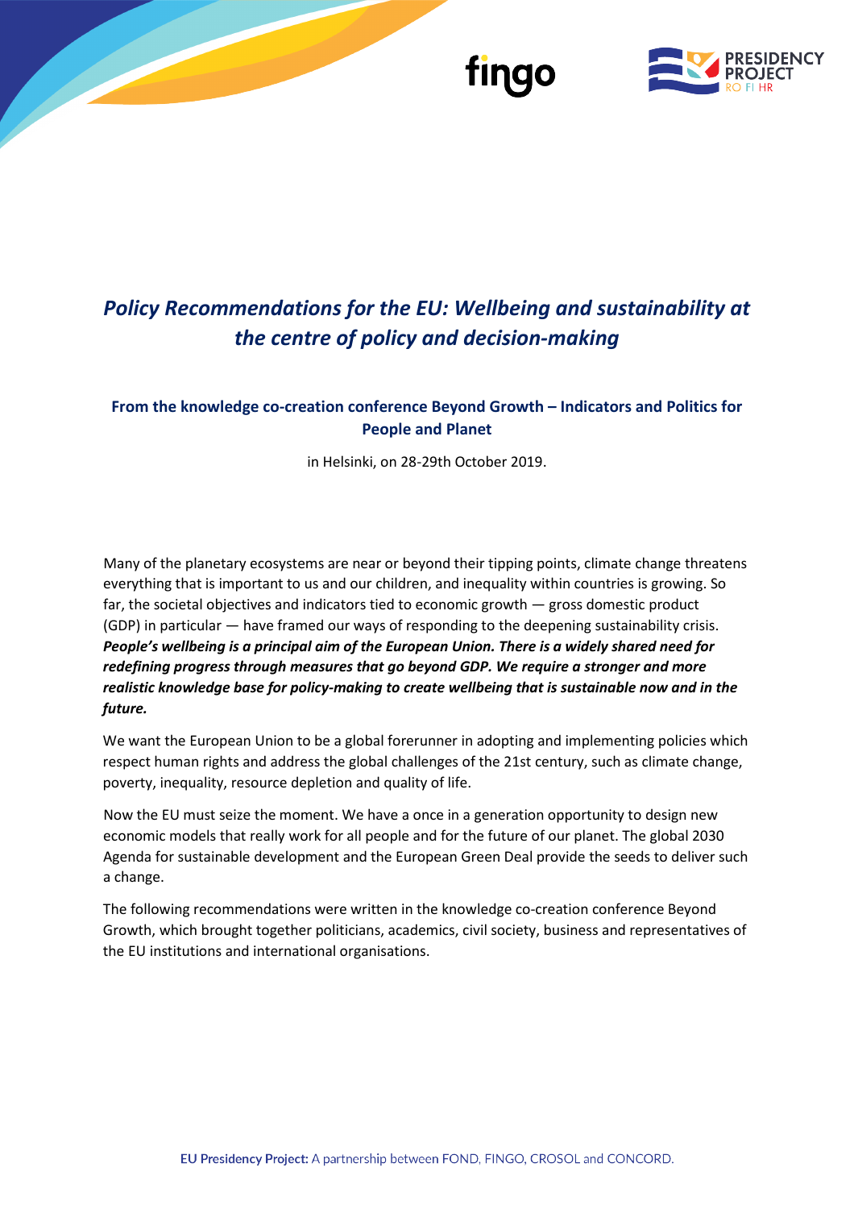# *Policy Recommendations for the EU: Wellbeing and sustainability at the centre of policy and decision-making*

### From the knowledge co-creation conference Beyond Growth – Indicators and Politics for People and Planet

in Helsinki, on 28-29th October 2019.

Many of the planetary ecosystems are near or beyond their tipping points, climate change threatens everything that is important to us and our children, and inequality within countries is growing. So far, the societal objectives and indicators tied to economic growth — gross domestic product (GDP) in particular — have framed our ways of responding to the deepening sustainability crisis. ***People's wellbeing is a principal aim of the European Union. There is a widely shared need for redefining progress through measures that go beyond GDP. We require a stronger and more realistic knowledge base for policy-making to create wellbeing that is sustainable now and in the future.***

We want the European Union to be a global forerunner in adopting and implementing policies which respect human rights and address the global challenges of the 21st century, such as climate change, poverty, inequality, resource depletion and quality of life.

Now the EU must seize the moment. We have a once in a generation opportunity to design new economic models that really work for all people and for the future of our planet. The global 2030 Agenda for sustainable development and the European Green Deal provide the seeds to deliver such a change.

The following recommendations were written in the knowledge co-creation conference Beyond Growth, which brought together politicians, academics, civil society, business and representatives of the EU institutions and international organisations.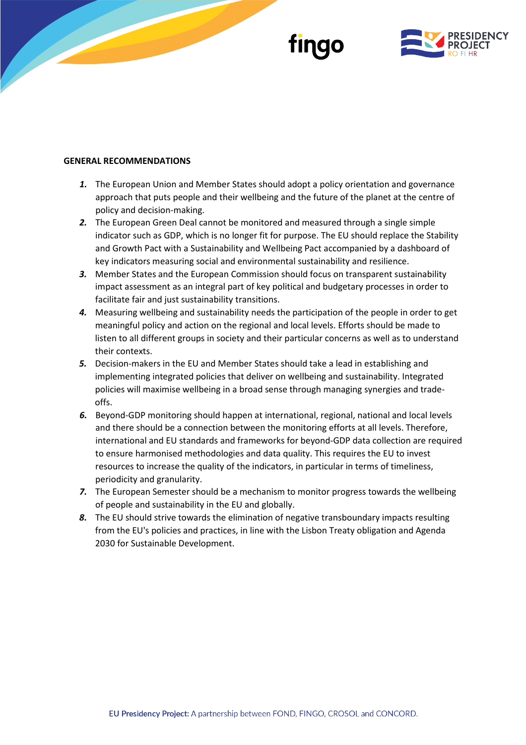**GENERAL RECOMMENDATIONS**

1. The European Union and Member States should adopt a policy orientation and governance approach that puts people and their wellbeing and the future of the planet at the centre of policy and decision-making.
2. The European Green Deal cannot be monitored and measured through a single simple indicator such as GDP, which is no longer fit for purpose. The EU should replace the Stability and Growth Pact with a Sustainability and Wellbeing Pact accompanied by a dashboard of key indicators measuring social and environmental sustainability and resilience.
3. Member States and the European Commission should focus on transparent sustainability impact assessment as an integral part of key political and budgetary processes in order to facilitate fair and just sustainability transitions.
4. Measuring wellbeing and sustainability needs the participation of the people in order to get meaningful policy and action on the regional and local levels. Efforts should be made to listen to all different groups in society and their particular concerns as well as to understand their contexts.
5. Decision-makers in the EU and Member States should take a lead in establishing and implementing integrated policies that deliver on wellbeing and sustainability. Integrated policies will maximise wellbeing in a broad sense through managing synergies and trade-offs.
6. Beyond-GDP monitoring should happen at international, regional, national and local levels and there should be a connection between the monitoring efforts at all levels. Therefore, international and EU standards and frameworks for beyond-GDP data collection are required to ensure harmonised methodologies and data quality. This requires the EU to invest resources to increase the quality of the indicators, in particular in terms of timeliness, periodicity and granularity.
7. The European Semester should be a mechanism to monitor progress towards the wellbeing of people and sustainability in the EU and globally.
8. The EU should strive towards the elimination of negative transboundary impacts resulting from the EU's policies and practices, in line with the Lisbon Treaty obligation and Agenda 2030 for Sustainable Development.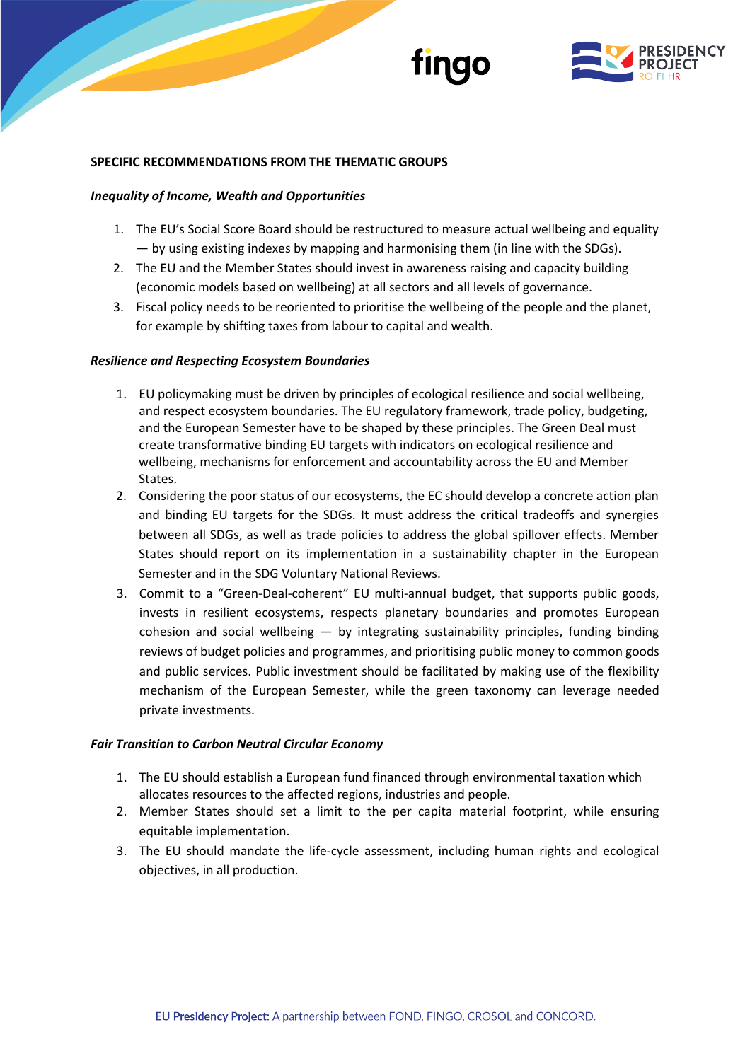**SPECIFIC RECOMMENDATIONS FROM THE THEMATIC GROUPS**

***Inequality of Income, Wealth and Opportunities***

1. The EU's Social Score Board should be restructured to measure actual wellbeing and equality — by using existing indexes by mapping and harmonising them (in line with the SDGs).
2. The EU and the Member States should invest in awareness raising and capacity building (economic models based on wellbeing) at all sectors and all levels of governance.
3. Fiscal policy needs to be reoriented to prioritise the wellbeing of the people and the planet, for example by shifting taxes from labour to capital and wealth.

***Resilience and Respecting Ecosystem Boundaries***

1. EU policymaking must be driven by principles of ecological resilience and social wellbeing, and respect ecosystem boundaries. The EU regulatory framework, trade policy, budgeting, and the European Semester have to be shaped by these principles. The Green Deal must create transformative binding EU targets with indicators on ecological resilience and wellbeing, mechanisms for enforcement and accountability across the EU and Member States.
2. Considering the poor status of our ecosystems, the EC should develop a concrete action plan and binding EU targets for the SDGs. It must address the critical tradeoffs and synergies between all SDGs, as well as trade policies to address the global spillover effects. Member States should report on its implementation in a sustainability chapter in the European Semester and in the SDG Voluntary National Reviews.
3. Commit to a "Green-Deal-coherent" EU multi-annual budget, that supports public goods, invests in resilient ecosystems, respects planetary boundaries and promotes European cohesion and social wellbeing — by integrating sustainability principles, funding binding reviews of budget policies and programmes, and prioritising public money to common goods and public services. Public investment should be facilitated by making use of the flexibility mechanism of the European Semester, while the green taxonomy can leverage needed private investments.

***Fair Transition to Carbon Neutral Circular Economy***

1. The EU should establish a European fund financed through environmental taxation which allocates resources to the affected regions, industries and people.
2. Member States should set a limit to the per capita material footprint, while ensuring equitable implementation.
3. The EU should mandate the life-cycle assessment, including human rights and ecological objectives, in all production.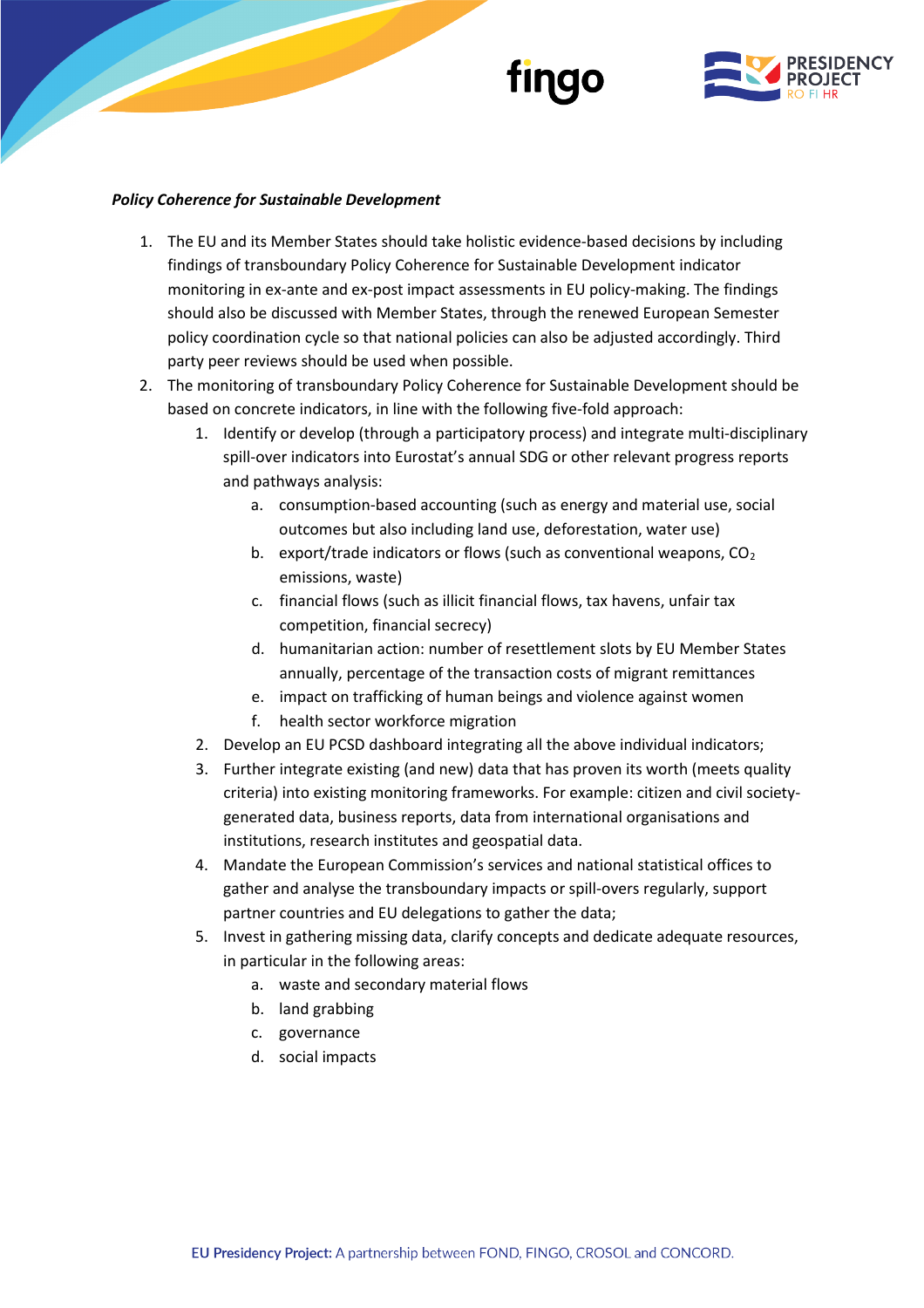***Policy Coherence for Sustainable Development***

1. The EU and its Member States should take holistic evidence-based decisions by including findings of transboundary Policy Coherence for Sustainable Development indicator monitoring in ex-ante and ex-post impact assessments in EU policy-making. The findings should also be discussed with Member States, through the renewed European Semester policy coordination cycle so that national policies can also be adjusted accordingly. Third party peer reviews should be used when possible.
2. The monitoring of transboundary Policy Coherence for Sustainable Development should be based on concrete indicators, in line with the following five-fold approach:
    1. Identify or develop (through a participatory process) and integrate multi-disciplinary spill-over indicators into Eurostat's annual SDG or other relevant progress reports and pathways analysis:
        a. consumption-based accounting (such as energy and material use, social outcomes but also including land use, deforestation, water use)
        b. export/trade indicators or flows (such as conventional weapons, $CO_2$ emissions, waste)
        c. financial flows (such as illicit financial flows, tax havens, unfair tax competition, financial secrecy)
        d. humanitarian action: number of resettlement slots by EU Member States annually, percentage of the transaction costs of migrant remittances
        e. impact on trafficking of human beings and violence against women
        f. health sector workforce migration
    2. Develop an EU PCSD dashboard integrating all the above individual indicators;
    3. Further integrate existing (and new) data that has proven its worth (meets quality criteria) into existing monitoring frameworks. For example: citizen and civil society-generated data, business reports, data from international organisations and institutions, research institutes and geospatial data.
    4. Mandate the European Commission's services and national statistical offices to gather and analyse the transboundary impacts or spill-overs regularly, support partner countries and EU delegations to gather the data;
    5. Invest in gathering missing data, clarify concepts and dedicate adequate resources, in particular in the following areas:
        a. waste and secondary material flows
        b. land grabbing
        c. governance
        d. social impacts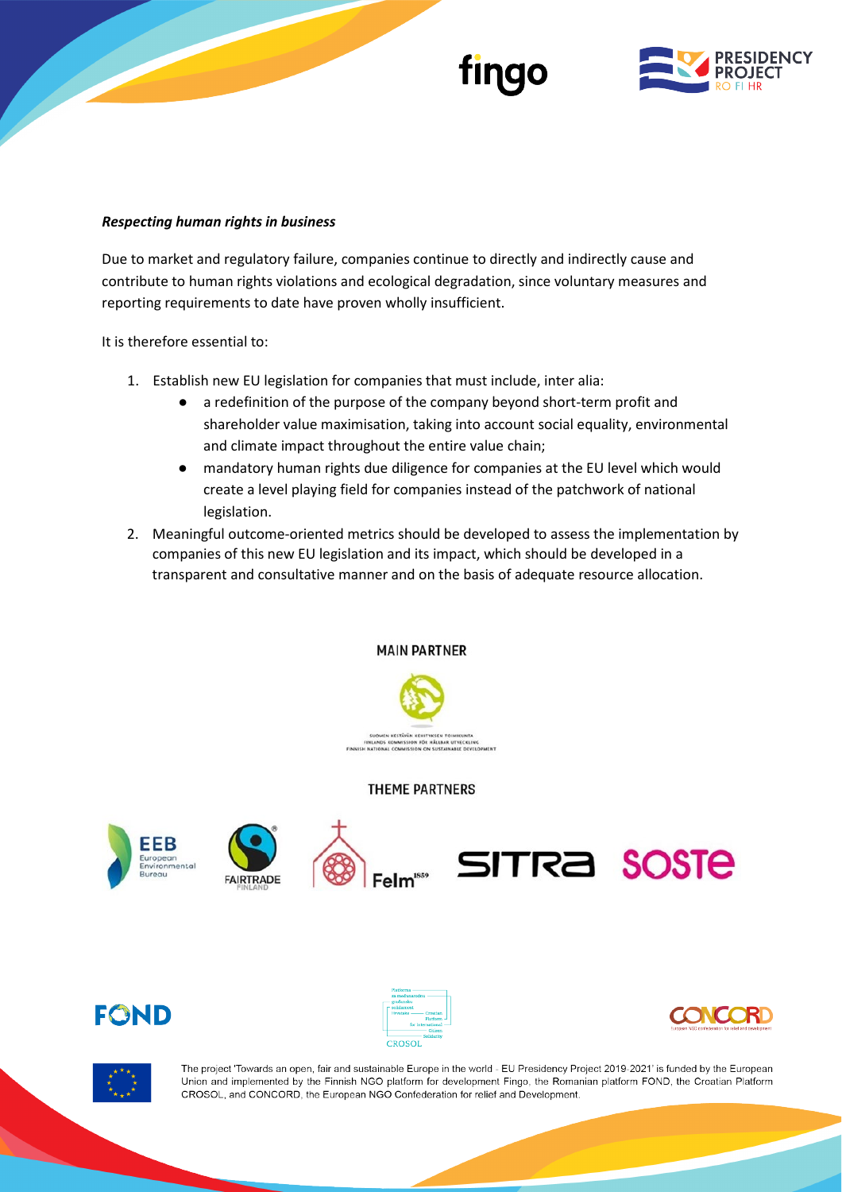***Respecting human rights in business***

Due to market and regulatory failure, companies continue to directly and indirectly cause and contribute to human rights violations and ecological degradation, since voluntary measures and reporting requirements to date have proven wholly insufficient.

It is therefore essential to:

1. Establish new EU legislation for companies that must include, inter alia:
   - a redefinition of the purpose of the company beyond short-term profit and shareholder value maximisation, taking into account social equality, environmental and climate impact throughout the entire value chain;
   - mandatory human rights due diligence for companies at the EU level which would create a level playing field for companies instead of the patchwork of national legislation.
2. Meaningful outcome-oriented metrics should be developed to assess the implementation by companies of this new EU legislation and its impact, which should be developed in a transparent and consultative manner and on the basis of adequate resource allocation.

MAIN PARTNER

SUOMEN KESTÄVÄN KEHITYKSEN TOIMIKUNTA
FINLANDS KOMMISSION FÖR HÅLLBAR UTVECKLING
FINNISH NATIONAL COMMISSION ON SUSTAINABLE DEVELOPMENT

THEME PARTNERS

EEB European Environmental Bureau

FAIRTRADE FINLAND

Felm 1859

SITRA

SOSTE

FOND

CROSOL

CONCORD

The project 'Towards an open, fair and sustainable Europe in the world - EU Presidency Project 2019-2021' is funded by the European Union and implemented by the Finnish NGO platform for development Fingo, the Romanian platform FOND, the Croatian Platform CROSOL, and CONCORD, the European NGO Confederation for relief and Development.